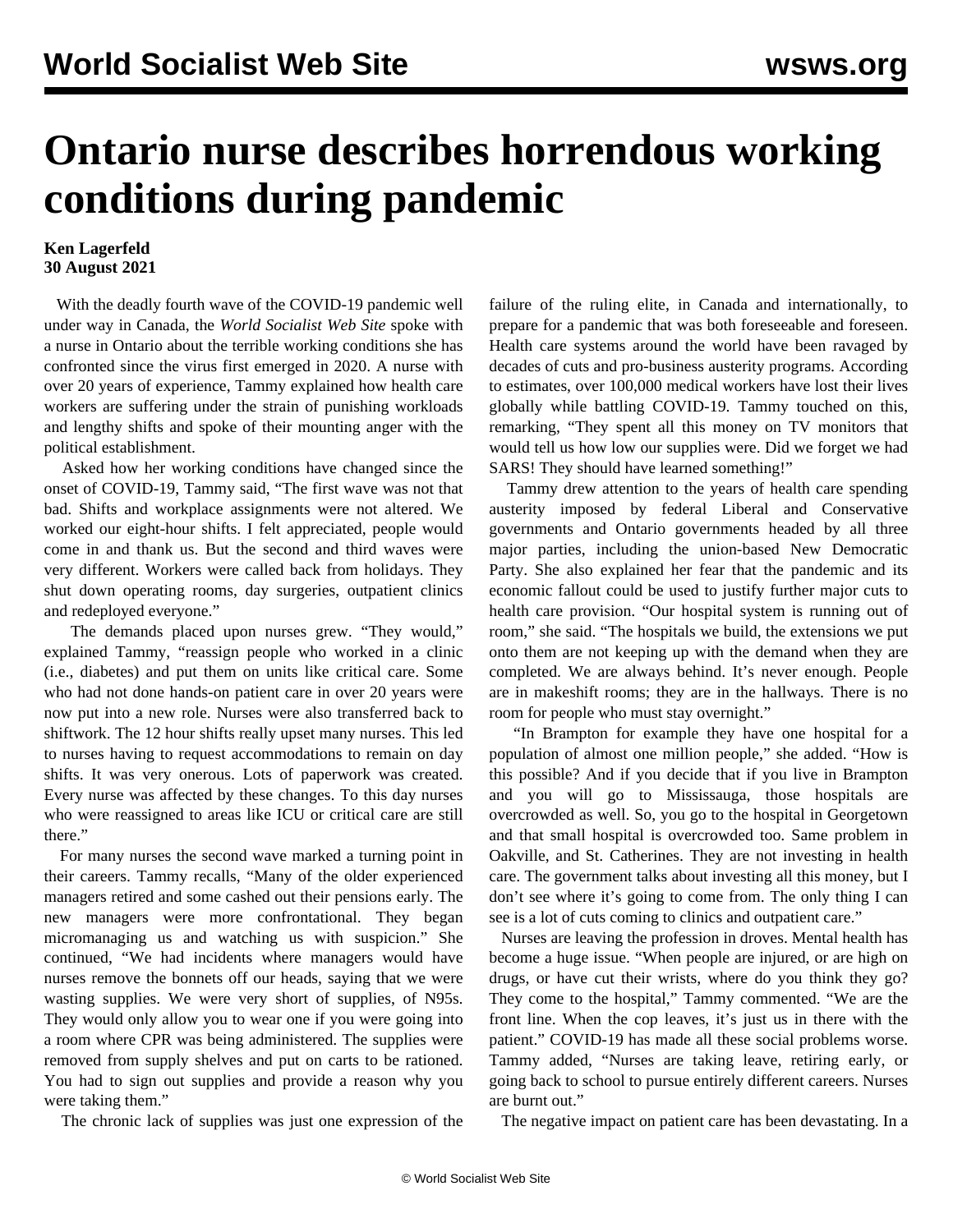# Ontario nurse describes horrendous working conditions during pandemic

**Ken Lagerfeld**
**30 August 2021**

With the deadly fourth wave of the COVID-19 pandemic well under way in Canada, the *World Socialist Web Site* spoke with a nurse in Ontario about the terrible working conditions she has confronted since the virus first emerged in 2020. A nurse with over 20 years of experience, Tammy explained how health care workers are suffering under the strain of punishing workloads and lengthy shifts and spoke of their mounting anger with the political establishment.

Asked how her working conditions have changed since the onset of COVID-19, Tammy said, "The first wave was not that bad. Shifts and workplace assignments were not altered. We worked our eight-hour shifts. I felt appreciated, people would come in and thank us. But the second and third waves were very different. Workers were called back from holidays. They shut down operating rooms, day surgeries, outpatient clinics and redeployed everyone."

The demands placed upon nurses grew. "They would," explained Tammy, "reassign people who worked in a clinic (i.e., diabetes) and put them on units like critical care. Some who had not done hands-on patient care in over 20 years were now put into a new role. Nurses were also transferred back to shiftwork. The 12 hour shifts really upset many nurses. This led to nurses having to request accommodations to remain on day shifts. It was very onerous. Lots of paperwork was created. Every nurse was affected by these changes. To this day nurses who were reassigned to areas like ICU or critical care are still there."

For many nurses the second wave marked a turning point in their careers. Tammy recalls, "Many of the older experienced managers retired and some cashed out their pensions early. The new managers were more confrontational. They began micromanaging us and watching us with suspicion." She continued, "We had incidents where managers would have nurses remove the bonnets off our heads, saying that we were wasting supplies. We were very short of supplies, of N95s. They would only allow you to wear one if you were going into a room where CPR was being administered. The supplies were removed from supply shelves and put on carts to be rationed. You had to sign out supplies and provide a reason why you were taking them."

The chronic lack of supplies was just one expression of the failure of the ruling elite, in Canada and internationally, to prepare for a pandemic that was both foreseeable and foreseen. Health care systems around the world have been ravaged by decades of cuts and pro-business austerity programs. According to estimates, over 100,000 medical workers have lost their lives globally while battling COVID-19. Tammy touched on this, remarking, "They spent all this money on TV monitors that would tell us how low our supplies were. Did we forget we had SARS! They should have learned something!"

Tammy drew attention to the years of health care spending austerity imposed by federal Liberal and Conservative governments and Ontario governments headed by all three major parties, including the union-based New Democratic Party. She also explained her fear that the pandemic and its economic fallout could be used to justify further major cuts to health care provision. "Our hospital system is running out of room," she said. "The hospitals we build, the extensions we put onto them are not keeping up with the demand when they are completed. We are always behind. It's never enough. People are in makeshift rooms; they are in the hallways. There is no room for people who must stay overnight."

"In Brampton for example they have one hospital for a population of almost one million people," she added. "How is this possible? And if you decide that if you live in Brampton and you will go to Mississauga, those hospitals are overcrowded as well. So, you go to the hospital in Georgetown and that small hospital is overcrowded too. Same problem in Oakville, and St. Catherines. They are not investing in health care. The government talks about investing all this money, but I don't see where it's going to come from. The only thing I can see is a lot of cuts coming to clinics and outpatient care."

Nurses are leaving the profession in droves. Mental health has become a huge issue. "When people are injured, or are high on drugs, or have cut their wrists, where do you think they go? They come to the hospital," Tammy commented. "We are the front line. When the cop leaves, it's just us in there with the patient." COVID-19 has made all these social problems worse. Tammy added, "Nurses are taking leave, retiring early, or going back to school to pursue entirely different careers. Nurses are burnt out."

The negative impact on patient care has been devastating. In a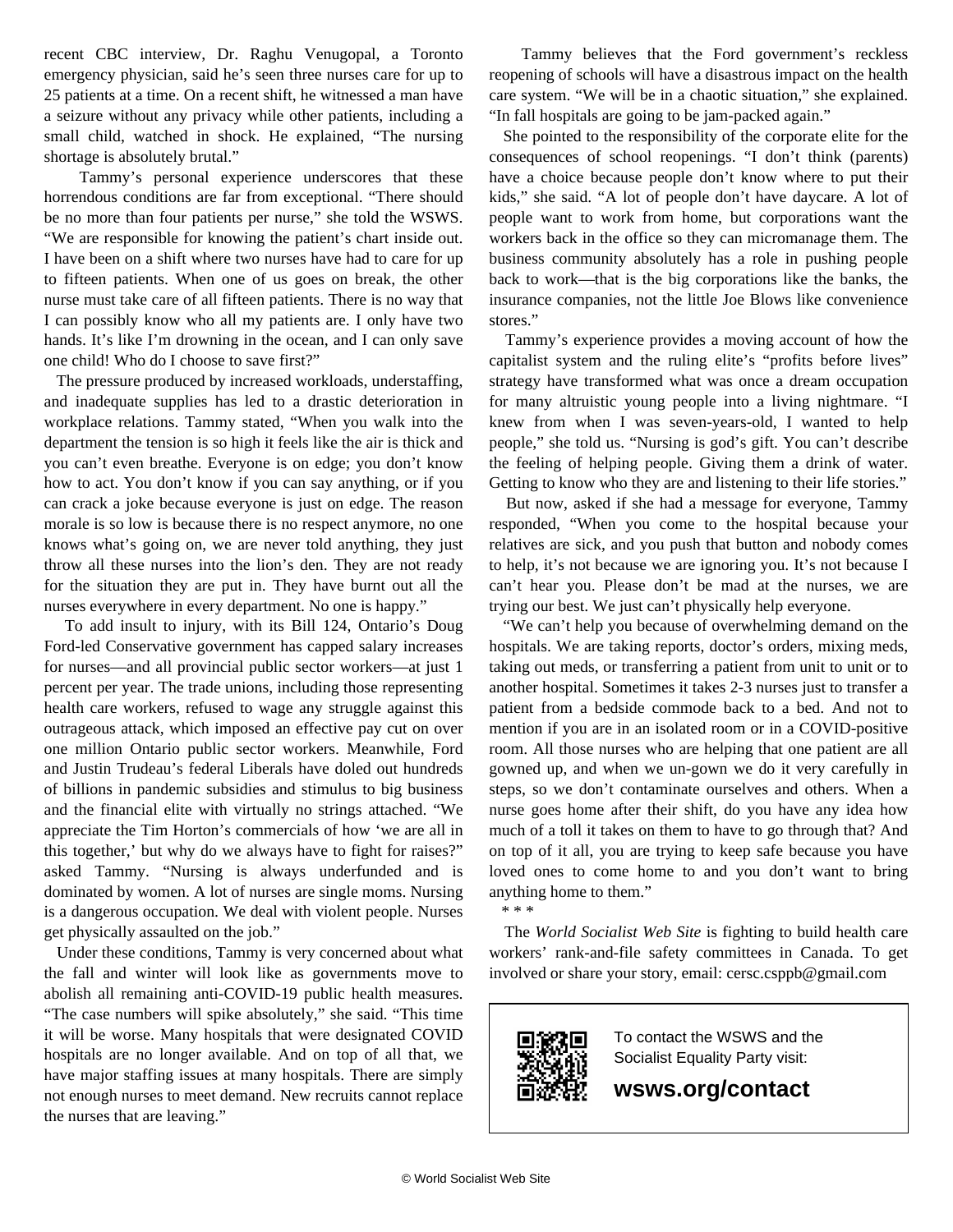recent CBC interview, Dr. Raghu Venugopal, a Toronto emergency physician, said he's seen three nurses care for up to 25 patients at a time. On a recent shift, he witnessed a man have a seizure without any privacy while other patients, including a small child, watched in shock. He explained, "The nursing shortage is absolutely brutal."

Tammy's personal experience underscores that these horrendous conditions are far from exceptional. "There should be no more than four patients per nurse," she told the WSWS. "We are responsible for knowing the patient's chart inside out. I have been on a shift where two nurses have had to care for up to fifteen patients. When one of us goes on break, the other nurse must take care of all fifteen patients. There is no way that I can possibly know who all my patients are. I only have two hands. It's like I'm drowning in the ocean, and I can only save one child! Who do I choose to save first?"

The pressure produced by increased workloads, understaffing, and inadequate supplies has led to a drastic deterioration in workplace relations. Tammy stated, "When you walk into the department the tension is so high it feels like the air is thick and you can't even breathe. Everyone is on edge; you don't know how to act. You don't know if you can say anything, or if you can crack a joke because everyone is just on edge. The reason morale is so low is because there is no respect anymore, no one knows what's going on, we are never told anything, they just throw all these nurses into the lion's den. They are not ready for the situation they are put in. They have burnt out all the nurses everywhere in every department. No one is happy."

To add insult to injury, with its Bill 124, Ontario's Doug Ford-led Conservative government has capped salary increases for nurses—and all provincial public sector workers—at just 1 percent per year. The trade unions, including those representing health care workers, refused to wage any struggle against this outrageous attack, which imposed an effective pay cut on over one million Ontario public sector workers. Meanwhile, Ford and Justin Trudeau's federal Liberals have doled out hundreds of billions in pandemic subsidies and stimulus to big business and the financial elite with virtually no strings attached. "We appreciate the Tim Horton's commercials of how 'we are all in this together,' but why do we always have to fight for raises?" asked Tammy. "Nursing is always underfunded and is dominated by women. A lot of nurses are single moms. Nursing is a dangerous occupation. We deal with violent people. Nurses get physically assaulted on the job."

Under these conditions, Tammy is very concerned about what the fall and winter will look like as governments move to abolish all remaining anti-COVID-19 public health measures. "The case numbers will spike absolutely," she said. "This time it will be worse. Many hospitals that were designated COVID hospitals are no longer available. And on top of all that, we have major staffing issues at many hospitals. There are simply not enough nurses to meet demand. New recruits cannot replace the nurses that are leaving."

Tammy believes that the Ford government's reckless reopening of schools will have a disastrous impact on the health care system. "We will be in a chaotic situation," she explained. "In fall hospitals are going to be jam-packed again."

She pointed to the responsibility of the corporate elite for the consequences of school reopenings. "I don't think (parents) have a choice because people don't know where to put their kids," she said. "A lot of people don't have daycare. A lot of people want to work from home, but corporations want the workers back in the office so they can micromanage them. The business community absolutely has a role in pushing people back to work—that is the big corporations like the banks, the insurance companies, not the little Joe Blows like convenience stores."

Tammy's experience provides a moving account of how the capitalist system and the ruling elite's "profits before lives" strategy have transformed what was once a dream occupation for many altruistic young people into a living nightmare. "I knew from when I was seven-years-old, I wanted to help people," she told us. "Nursing is god's gift. You can't describe the feeling of helping people. Giving them a drink of water. Getting to know who they are and listening to their life stories."

But now, asked if she had a message for everyone, Tammy responded, "When you come to the hospital because your relatives are sick, and you push that button and nobody comes to help, it's not because we are ignoring you. It's not because I can't hear you. Please don't be mad at the nurses, we are trying our best. We just can't physically help everyone.

"We can't help you because of overwhelming demand on the hospitals. We are taking reports, doctor's orders, mixing meds, taking out meds, or transferring a patient from unit to unit or to another hospital. Sometimes it takes 2-3 nurses just to transfer a patient from a bedside commode back to a bed. And not to mention if you are in an isolated room or in a COVID-positive room. All those nurses who are helping that one patient are all gowned up, and when we un-gown we do it very carefully in steps, so we don't contaminate ourselves and others. When a nurse goes home after their shift, do you have any idea how much of a toll it takes on them to have to go through that? And on top of it all, you are trying to keep safe because you have loved ones to come home to and you don't want to bring anything home to them."

\* \* \*

The *World Socialist Web Site* is fighting to build health care workers' rank-and-file safety committees in Canada. To get involved or share your story, email: cersc.csppb@gmail.com

To contact the WSWS and the Socialist Equality Party visit:

**wsws.org/contact**